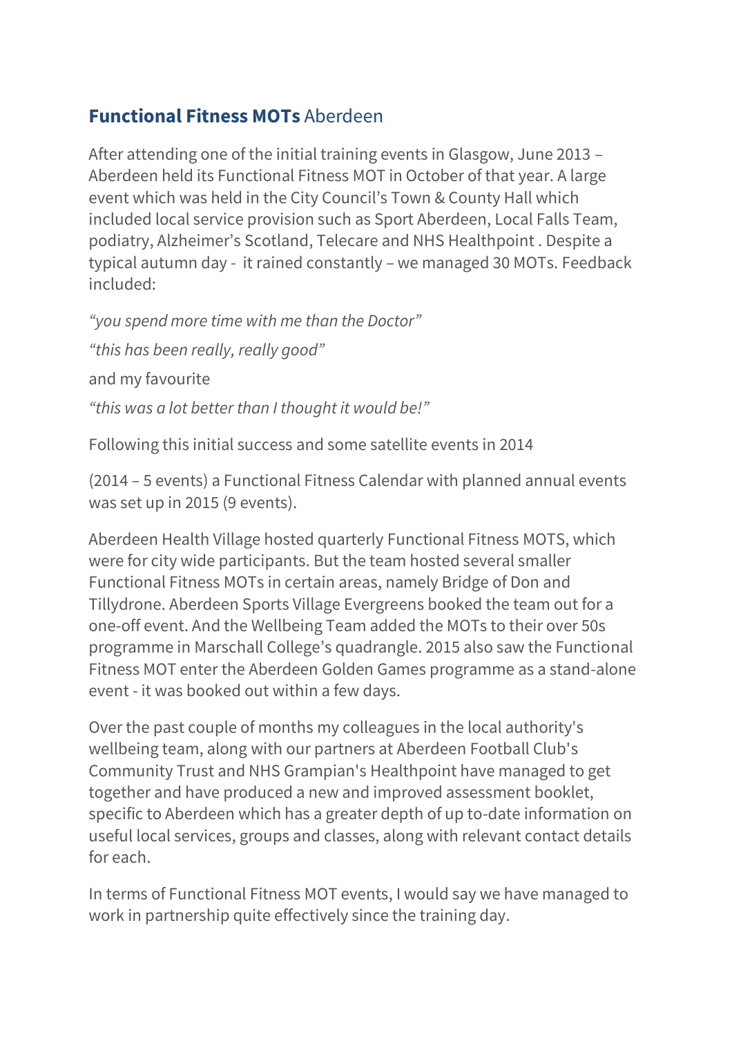## **Functional Fitness MOTs** Aberdeen

After attending one of the initial training events in Glasgow, June 2013 – Aberdeen held its Functional Fitness MOT in October of that year. A large event which was held in the City Council's Town & County Hall which included local service provision such as Sport Aberdeen, Local Falls Team, podiatry, Alzheimer's Scotland, Telecare and NHS Healthpoint . Despite a typical autumn day - it rained constantly – we managed 30 MOTs. Feedback included:

*"you spend more time with me than the Doctor"*

*"this has been really, really good"*

and my favourite

*"this was a lot better than I thought it would be!"*

Following this initial success and some satellite events in 2014

(2014 – 5 events) a Functional Fitness Calendar with planned annual events was set up in 2015 (9 events).

Aberdeen Health Village hosted quarterly Functional Fitness MOTS, which were for city wide participants. But the team hosted several smaller Functional Fitness MOTs in certain areas, namely Bridge of Don and Tillydrone. Aberdeen Sports Village Evergreens booked the team out for a one-off event. And the Wellbeing Team added the MOTs to their over 50s programme in Marschall College's quadrangle. 2015 also saw the Functional Fitness MOT enter the Aberdeen Golden Games programme as a stand-alone event - it was booked out within a few days.

Over the past couple of months my colleagues in the local authority's wellbeing team, along with our partners at Aberdeen Football Club's Community Trust and NHS Grampian's Healthpoint have managed to get together and have produced a new and improved assessment booklet, specific to Aberdeen which has a greater depth of up to-date information on useful local services, groups and classes, along with relevant contact details for each.

In terms of Functional Fitness MOT events, I would say we have managed to work in partnership quite effectively since the training day.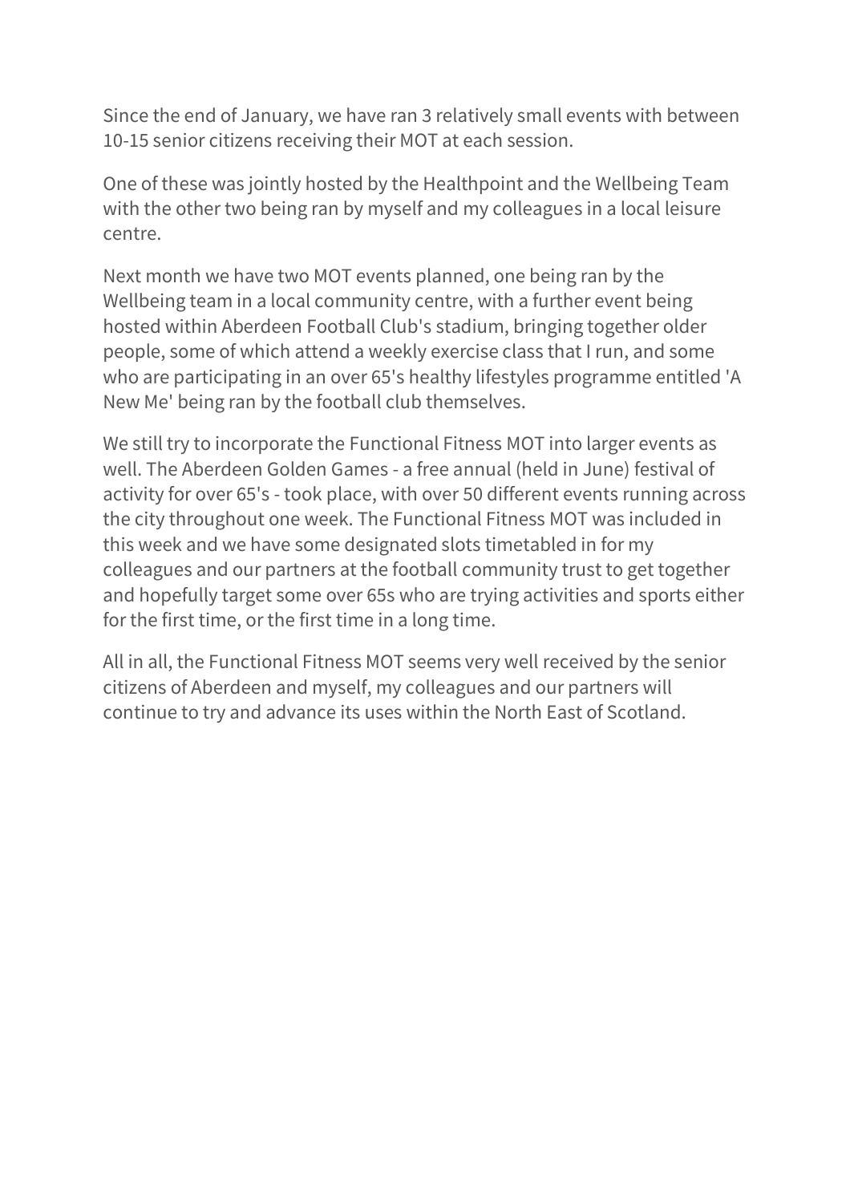Since the end of January, we have ran 3 relatively small events with between 10-15 senior citizens receiving their MOT at each session.

One of these was jointly hosted by the Healthpoint and the Wellbeing Team with the other two being ran by myself and my colleagues in a local leisure centre.

Next month we have two MOT events planned, one being ran by the Wellbeing team in a local community centre, with a further event being hosted within Aberdeen Football Club's stadium, bringing together older people, some of which attend a weekly exercise class that I run, and some who are participating in an over 65's healthy lifestyles programme entitled 'A New Me' being ran by the football club themselves.

We still try to incorporate the Functional Fitness MOT into larger events as well. The Aberdeen Golden Games - a free annual (held in June) festival of activity for over 65's - took place, with over 50 different events running across the city throughout one week. The Functional Fitness MOT was included in this week and we have some designated slots timetabled in for my colleagues and our partners at the football community trust to get together and hopefully target some over 65s who are trying activities and sports either for the first time, or the first time in a long time.

All in all, the Functional Fitness MOT seems very well received by the senior citizens of Aberdeen and myself, my colleagues and our partners will continue to try and advance its uses within the North East of Scotland.